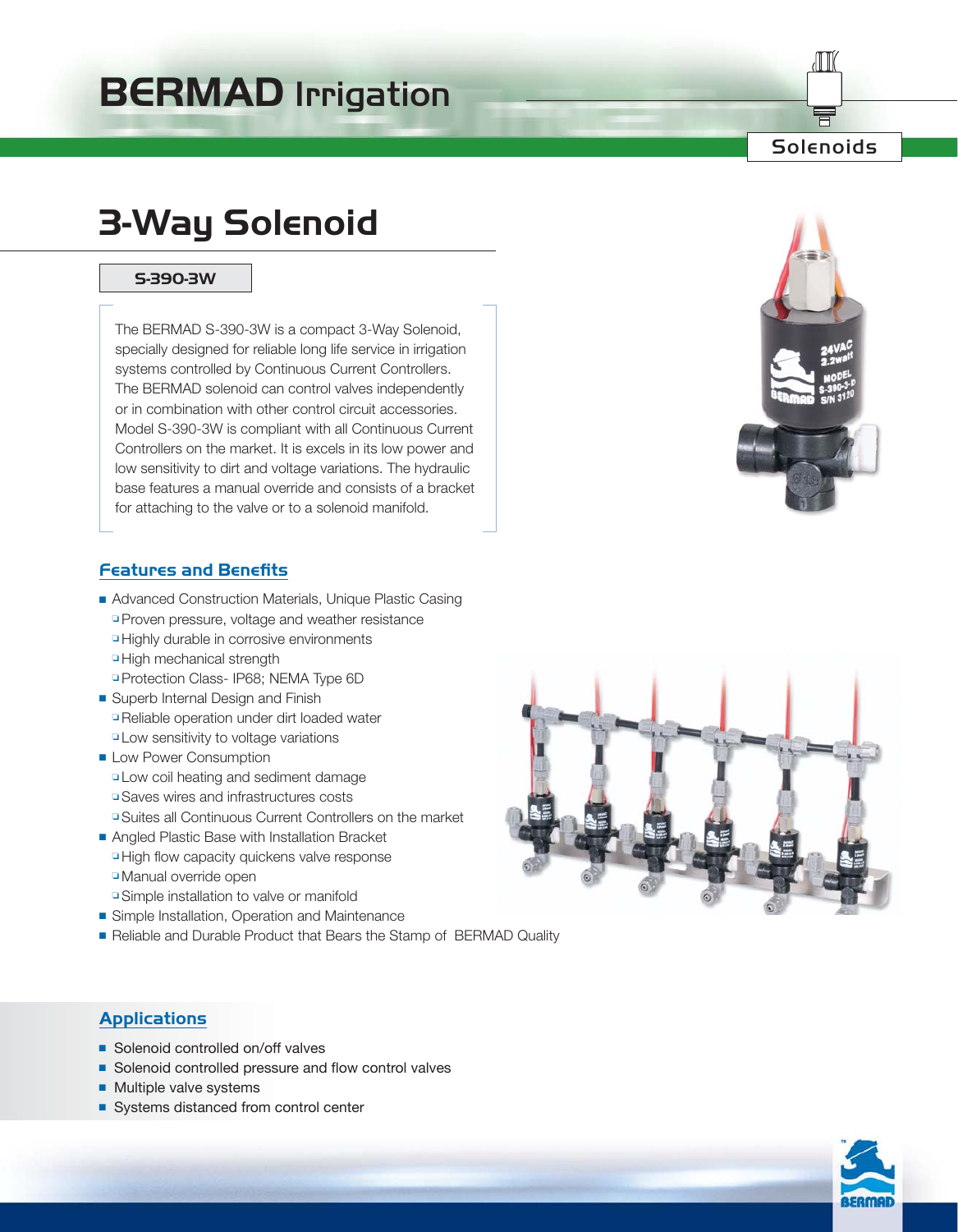# BERMAD Irrigation

Solenoids

## 3-Way Solenoid

**S-390-3W**

The BERMAD S-390-3W is a compact 3-Way Solenoid, specially designed for reliable long life service in irrigation systems controlled by Continuous Current Controllers. The BERMAD solenoid can control valves independently or in combination with other control circuit accessories. Model S-390-3W is compliant with all Continuous Current Controllers on the market. It is excels in its low power and low sensitivity to dirt and voltage variations. The hydraulic base features a manual override and consists of a bracket for attaching to the valve or to a solenoid manifold.

### Features and Benefits

- Advanced Construction Materials, Unique Plastic Casing
  - Proven pressure, voltage and weather resistance
  - Highly durable in corrosive environments
  - High mechanical strength
  - Protection Class- IP68; NEMA Type 6D
- Superb Internal Design and Finish
  - Reliable operation under dirt loaded water
  - Low sensitivity to voltage variations
- Low Power Consumption
  - Low coil heating and sediment damage
  - Saves wires and infrastructures costs
  - Suites all Continuous Current Controllers on the market
- Angled Plastic Base with Installation Bracket
  - High flow capacity quickens valve response
  - Manual override open
  - Simple installation to valve or manifold
- Simple Installation, Operation and Maintenance
- Reliable and Durable Product that Bears the Stamp of BERMAD Quality

### Applications

- Solenoid controlled on/off valves
- Solenoid controlled pressure and flow control valves
- Multiple valve systems
- Systems distanced from control center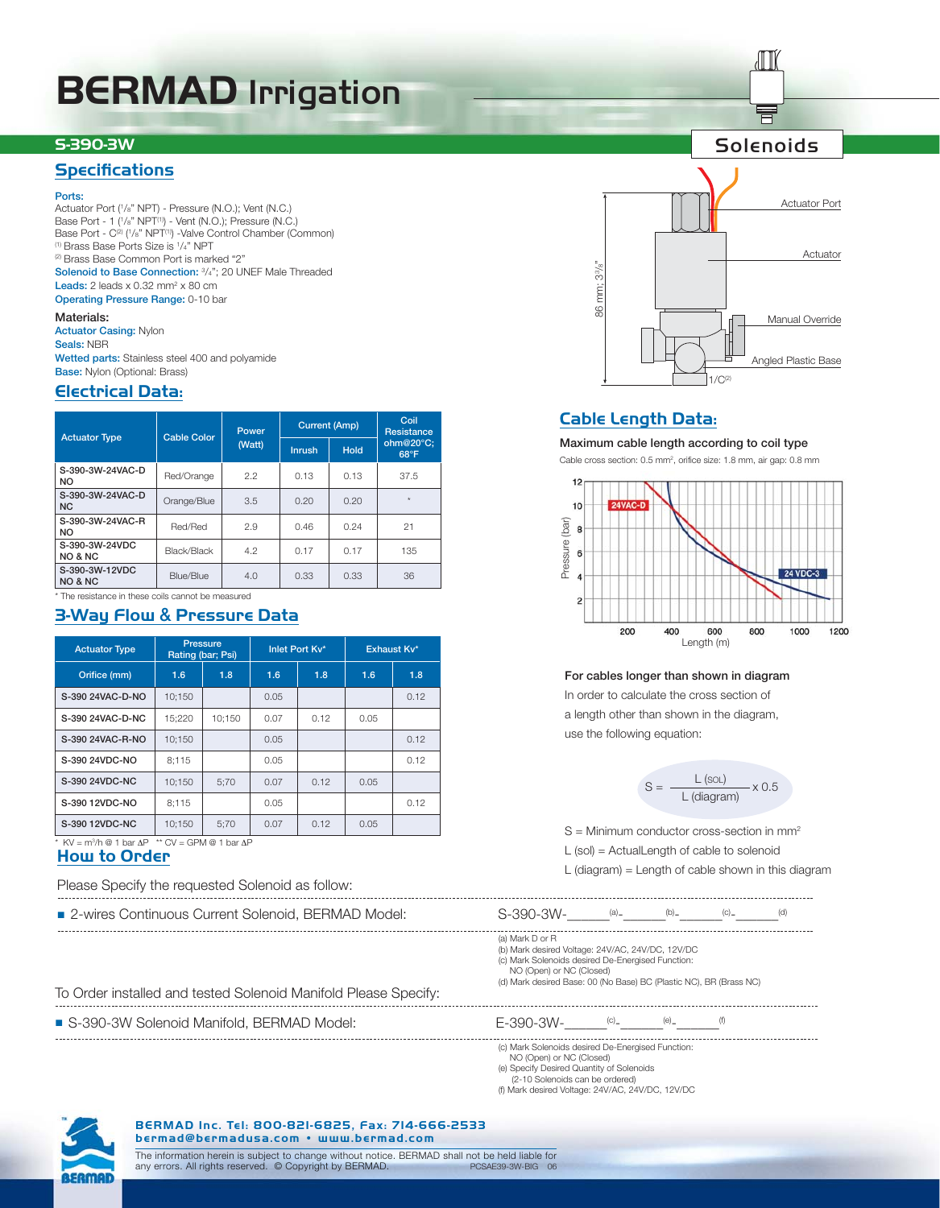# BERMAD Irrigation

## S-390-3W

Solenoids

## Specifications

**Ports:**
Actuator Port (1/8" NPT) - Pressure (N.O.); Vent (N.C.)
Base Port - 1 (1/8" NPT[1]) - Vent (N.O.); Pressure (N.C.)
Base Port - C[2] (1/8" NPT[1]) -Valve Control Chamber (Common)
[1] Brass Base Ports Size is 1/4" NPT
[2] Brass Base Common Port is marked "2"
**Solenoid to Base Connection:** 3/4"; 20 UNEF Male Threaded
**Leads:** 2 leads x 0.32 mm² x 80 cm
**Operating Pressure Range:** 0-10 bar

**Materials:**
**Actuator Casing:** Nylon
**Seals:** NBR
**Wetted parts:** Stainless steel 400 and polyamide
**Base:** Nylon (Optional: Brass)

Actuator Port
Actuator
Manual Override
Angled Plastic Base
86 mm; 3 3/8"
1/C[2]

## Electrical Data:

| Actuator Type | Cable Color | Power (Watt) | Current (Amp) | | Coil Resistance ohm@20°C; 68°F |
|---|---|---|---|---|---|
| | | | Inrush | Hold | |
| S-390-3W-24VAC-D NO | Red/Orange | 2.2 | 0.13 | 0.13 | 37.5 |
| S-390-3W-24VAC-D NC | Orange/Blue | 3.5 | 0.20 | 0.20 | * |
| S-390-3W-24VAC-R NO | Red/Red | 2.9 | 0.46 | 0.24 | 21 |
| S-390-3W-24VDC NO & NC | Black/Black | 4.2 | 0.17 | 0.17 | 135 |
| S-390-3W-12VDC NO & NC | Blue/Blue | 4.0 | 0.33 | 0.33 | 36 |

\* The resistance in these coils cannot be measured

## 3-Way Flow & Pressure Data

| Actuator Type | Pressure Rating (bar; Psi) | | Inlet Port Kv* | | Exhaust Kv* | |
|---|---|---|---|---|---|---|
| Orifice (mm) | 1.6 | 1.8 | 1.6 | 1.8 | 1.6 | 1.8 |
| S-390 24VAC-D-NO | 10;150 | | 0.05 | | | 0.12 |
| S-390 24VAC-D-NC | 15;220 | 10;150 | 0.07 | 0.12 | 0.05 | |
| S-390 24VAC-R-NO | 10;150 | | 0.05 | | | 0.12 |
| S-390 24VDC-NO | 8;115 | | 0.05 | | | 0.12 |
| S-390 24VDC-NC | 10;150 | 5;70 | 0.07 | 0.12 | 0.05 | |
| S-390 12VDC-NO | 8;115 | | 0.05 | | | 0.12 |
| S-390 12VDC-NC | 10;150 | 5;70 | 0.07 | 0.12 | 0.05 | |

\* KV = m³/h @ 1 bar ΔP  ** CV = GPM @ 1 bar ΔP

## Cable Length Data:

**Maximum cable length according to coil type**

Cable cross section: 0.5 mm², orifice size: 1.8 mm, air gap: 0.8 mm

24VAC-D
24 VDC-3
Pressure (bar)
12
10
8
6
4
2
200 400 600 800 1000 1200
Length (m)

**For cables longer than shown in diagram**

In order to calculate the cross section of a length other than shown in the diagram, use the following equation:

$$S = \frac{L\,(\text{SOL})}{L\,(\text{diagram})} \times 0.5$$

S = Minimum conductor cross-section in mm²
L (sol) = ActualLength of cable to solenoid
L (diagram) = Length of cable shown in this diagram

## How to Order

Please Specify the requested Solenoid as follow:

- 2-wires Continuous Current Solenoid, BERMAD Model: S-390-3W-\_\_\_(a)-\_\_\_(b)-\_\_\_(c)-\_\_\_(d)

(a) Mark D or R
(b) Mark desired Voltage: 24V/AC, 24V/DC, 12V/DC
(c) Mark Solenoids desired De-Energised Function:
NO (Open) or NC (Closed)
(d) Mark desired Base: 00 (No Base) BC (Plastic NC), BR (Brass NC)

To Order installed and tested Solenoid Manifold Please Specify:

- S-390-3W Solenoid Manifold, BERMAD Model: E-390-3W-\_\_\_(c)-\_\_\_(e)-\_\_\_(f)

(c) Mark Solenoids desired De-Energised Function:
NO (Open) or NC (Closed)
(e) Specify Desired Quantity of Solenoids
(2-10 Solenoids can be ordered)
(f) Mark desired Voltage: 24V/AC, 24V/DC, 12V/DC

**BERMAD Inc. Tel: 800-821-6825, Fax: 714-666-2533**
**bermad@bermadusa.com • www.bermad.com**

The information herein is subject to change without notice. BERMAD shall not be held liable for any errors. All rights reserved. © Copyright by BERMAD. PCSAE39-3W-BIG 06